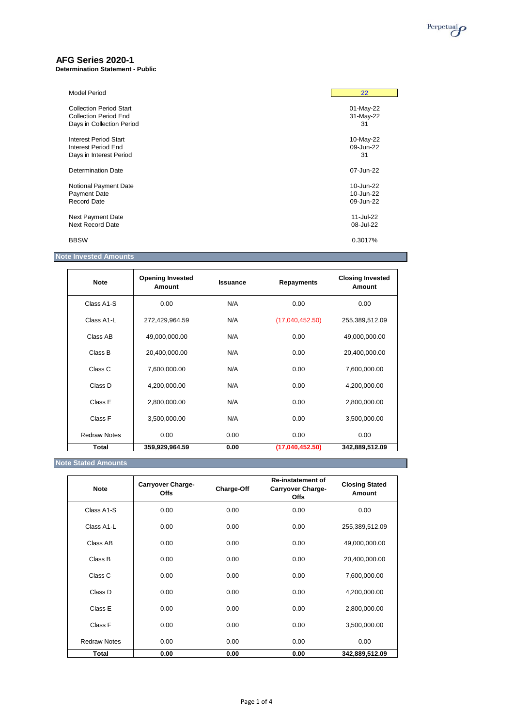# AFG Series 2020-1

**Determination Statement - Public**

| | |
|---|---|
| Model Period | 22 |
| Collection Period Start | 01-May-22 |
| Collection Period End | 31-May-22 |
| Days in Collection Period | 31 |
| Interest Period Start | 10-May-22 |
| Interest Period End | 09-Jun-22 |
| Days in Interest Period | 31 |
| Determination Date | 07-Jun-22 |
| Notional Payment Date | 10-Jun-22 |
| Payment Date | 10-Jun-22 |
| Record Date | 09-Jun-22 |
| Next Payment Date | 11-Jul-22 |
| Next Record Date | 08-Jul-22 |
| BBSW | 0.3017% |

## Note Invested Amounts

| Note | Opening Invested Amount | Issuance | Repayments | Closing Invested Amount |
|---|---|---|---|---|
| Class A1-S | 0.00 | N/A | 0.00 | 0.00 |
| Class A1-L | 272,429,964.59 | N/A | (17,040,452.50) | 255,389,512.09 |
| Class AB | 49,000,000.00 | N/A | 0.00 | 49,000,000.00 |
| Class B | 20,400,000.00 | N/A | 0.00 | 20,400,000.00 |
| Class C | 7,600,000.00 | N/A | 0.00 | 7,600,000.00 |
| Class D | 4,200,000.00 | N/A | 0.00 | 4,200,000.00 |
| Class E | 2,800,000.00 | N/A | 0.00 | 2,800,000.00 |
| Class F | 3,500,000.00 | N/A | 0.00 | 3,500,000.00 |
| Redraw Notes | 0.00 | 0.00 | 0.00 | 0.00 |
| **Total** | **359,929,964.59** | **0.00** | **(17,040,452.50)** | **342,889,512.09** |

## Note Stated Amounts

| Note | Carryover Charge-Offs | Charge-Off | Re-instatement of Carryover Charge-Offs | Closing Stated Amount |
|---|---|---|---|---|
| Class A1-S | 0.00 | 0.00 | 0.00 | 0.00 |
| Class A1-L | 0.00 | 0.00 | 0.00 | 255,389,512.09 |
| Class AB | 0.00 | 0.00 | 0.00 | 49,000,000.00 |
| Class B | 0.00 | 0.00 | 0.00 | 20,400,000.00 |
| Class C | 0.00 | 0.00 | 0.00 | 7,600,000.00 |
| Class D | 0.00 | 0.00 | 0.00 | 4,200,000.00 |
| Class E | 0.00 | 0.00 | 0.00 | 2,800,000.00 |
| Class F | 0.00 | 0.00 | 0.00 | 3,500,000.00 |
| Redraw Notes | 0.00 | 0.00 | 0.00 | 0.00 |
| **Total** | **0.00** | **0.00** | **0.00** | **342,889,512.09** |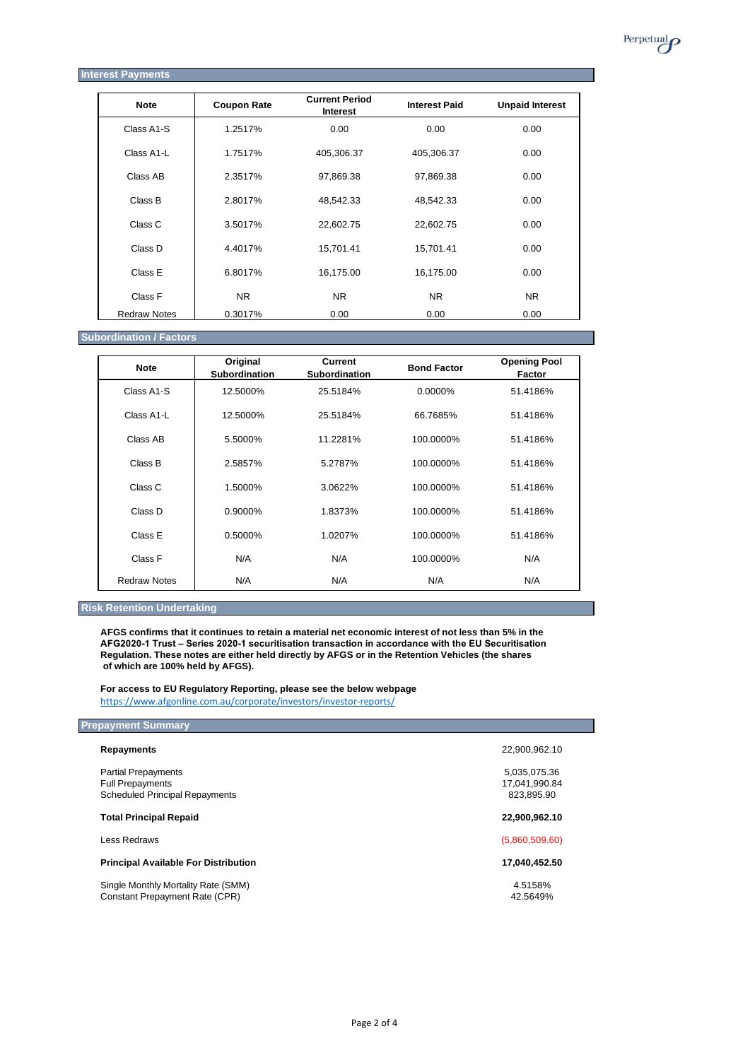## Interest Payments

| Note | Coupon Rate | Current Period Interest | Interest Paid | Unpaid Interest |
|---|---|---|---|---|
| Class A1-S | 1.2517% | 0.00 | 0.00 | 0.00 |
| Class A1-L | 1.7517% | 405,306.37 | 405,306.37 | 0.00 |
| Class AB | 2.3517% | 97,869.38 | 97,869.38 | 0.00 |
| Class B | 2.8017% | 48,542.33 | 48,542.33 | 0.00 |
| Class C | 3.5017% | 22,602.75 | 22,602.75 | 0.00 |
| Class D | 4.4017% | 15,701.41 | 15,701.41 | 0.00 |
| Class E | 6.8017% | 16,175.00 | 16,175.00 | 0.00 |
| Class F | NR | NR | NR | NR |
| Redraw Notes | 0.3017% | 0.00 | 0.00 | 0.00 |

## Subordination / Factors

| Note | Original Subordination | Current Subordination | Bond Factor | Opening Pool Factor |
|---|---|---|---|---|
| Class A1-S | 12.5000% | 25.5184% | 0.0000% | 51.4186% |
| Class A1-L | 12.5000% | 25.5184% | 66.7685% | 51.4186% |
| Class AB | 5.5000% | 11.2281% | 100.0000% | 51.4186% |
| Class B | 2.5857% | 5.2787% | 100.0000% | 51.4186% |
| Class C | 1.5000% | 3.0622% | 100.0000% | 51.4186% |
| Class D | 0.9000% | 1.8373% | 100.0000% | 51.4186% |
| Class E | 0.5000% | 1.0207% | 100.0000% | 51.4186% |
| Class F | N/A | N/A | 100.0000% | N/A |
| Redraw Notes | N/A | N/A | N/A | N/A |

## Risk Retention Undertaking

**AFGS confirms that it continues to retain a material net economic interest of not less than 5% in the AFG2020-1 Trust – Series 2020-1 securitisation transaction in accordance with the EU Securitisation Regulation. These notes are either held directly by AFGS or in the Retention Vehicles (the shares of which are 100% held by AFGS).**

**For access to EU Regulatory Reporting, please see the below webpage**
https://www.afgonline.com.au/corporate/investors/investor-reports/

## Prepayment Summary

| | |
|---|---|
| **Repayments** | 22,900,962.10 |
| Partial Prepayments | 5,035,075.36 |
| Full Prepayments | 17,041,990.84 |
| Scheduled Principal Repayments | 823,895.90 |
| **Total Principal Repaid** | **22,900,962.10** |
| Less Redraws | (5,860,509.60) |
| **Principal Available For Distribution** | **17,040,452.50** |
| Single Monthly Mortality Rate (SMM) | 4.5158% |
| Constant Prepayment Rate (CPR) | 42.5649% |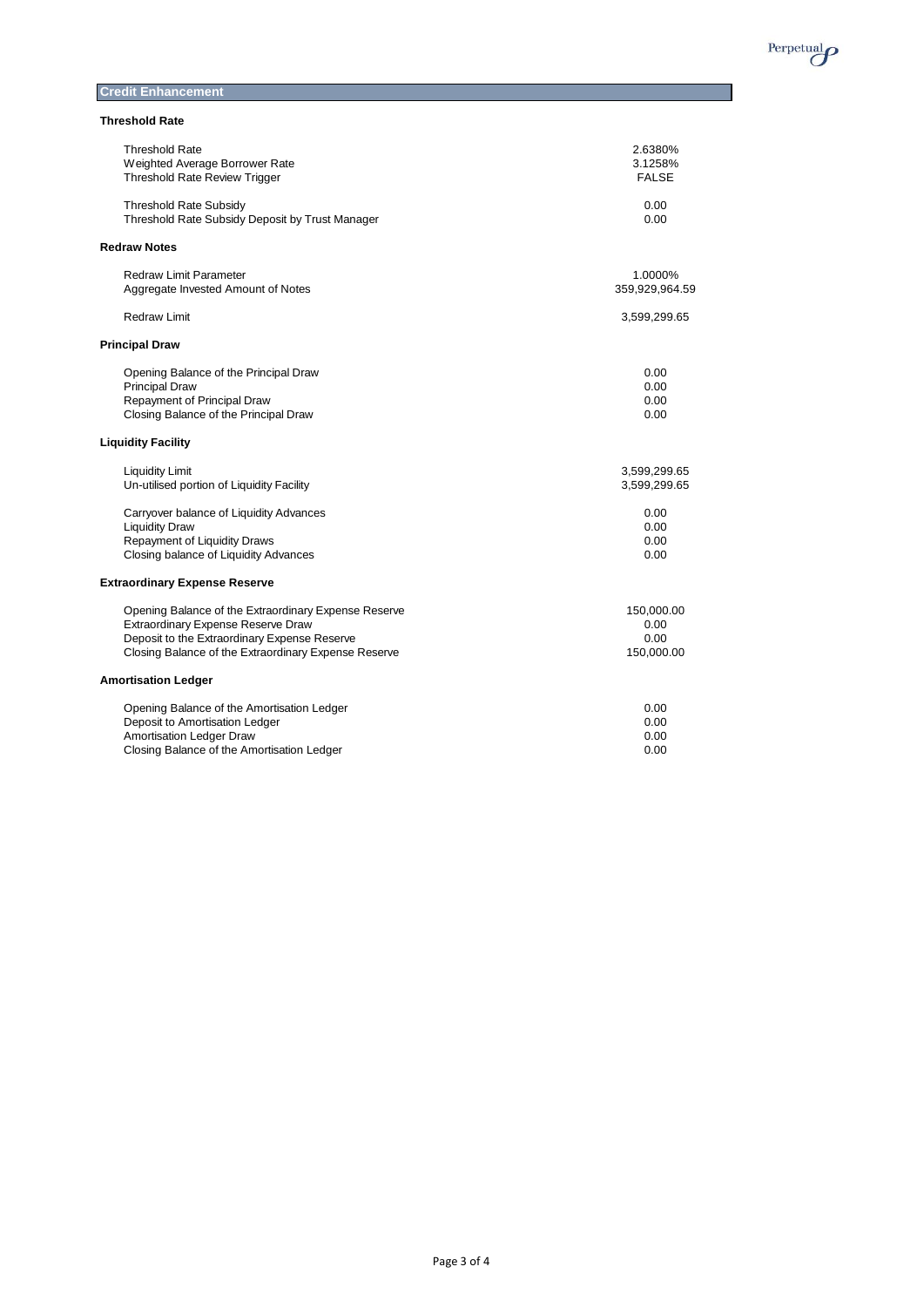## Credit Enhancement

### Threshold Rate

| | |
|---|---|
| Threshold Rate | 2.6380% |
| Weighted Average Borrower Rate | 3.1258% |
| Threshold Rate Review Trigger | FALSE |
| Threshold Rate Subsidy | 0.00 |
| Threshold Rate Subsidy Deposit by Trust Manager | 0.00 |

### Redraw Notes

| | |
|---|---|
| Redraw Limit Parameter | 1.0000% |
| Aggregate Invested Amount of Notes | 359,929,964.59 |
| Redraw Limit | 3,599,299.65 |

### Principal Draw

| | |
|---|---|
| Opening Balance of the Principal Draw | 0.00 |
| Principal Draw | 0.00 |
| Repayment of Principal Draw | 0.00 |
| Closing Balance of the Principal Draw | 0.00 |

### Liquidity Facility

| | |
|---|---|
| Liquidity Limit | 3,599,299.65 |
| Un-utilised portion of Liquidity Facility | 3,599,299.65 |
| Carryover balance of Liquidity Advances | 0.00 |
| Liquidity Draw | 0.00 |
| Repayment of Liquidity Draws | 0.00 |
| Closing balance of Liquidity Advances | 0.00 |

### Extraordinary Expense Reserve

| | |
|---|---|
| Opening Balance of the Extraordinary Expense Reserve | 150,000.00 |
| Extraordinary Expense Reserve Draw | 0.00 |
| Deposit to the Extraordinary Expense Reserve | 0.00 |
| Closing Balance of the Extraordinary Expense Reserve | 150,000.00 |

### Amortisation Ledger

| | |
|---|---|
| Opening Balance of the Amortisation Ledger | 0.00 |
| Deposit to Amortisation Ledger | 0.00 |
| Amortisation Ledger Draw | 0.00 |
| Closing Balance of the Amortisation Ledger | 0.00 |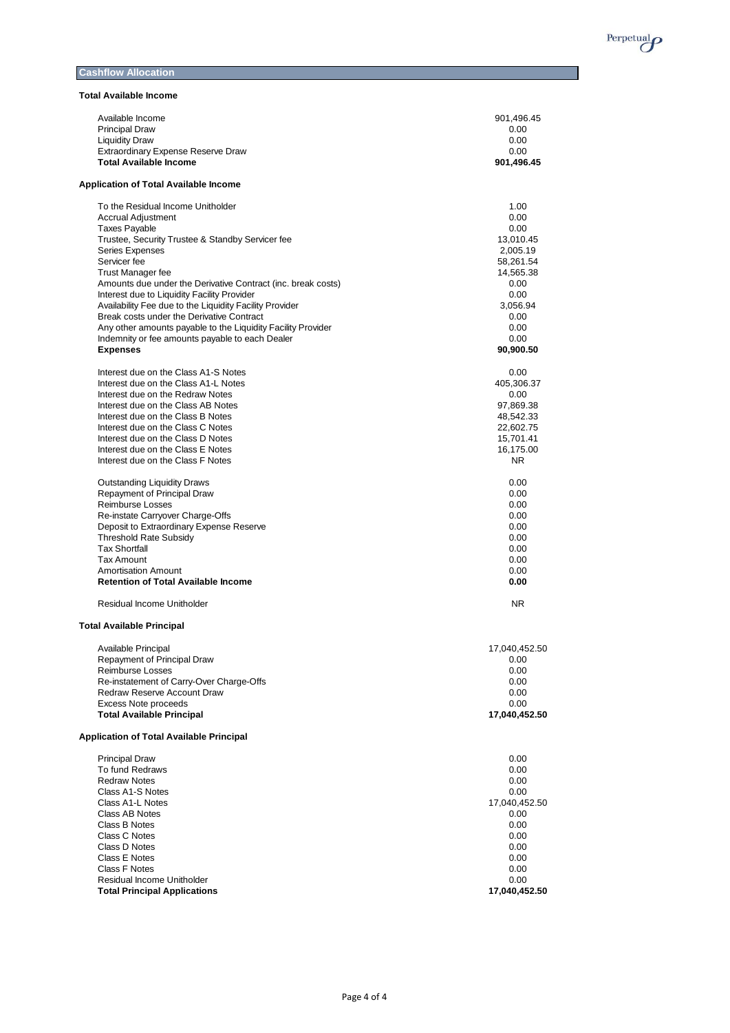## Cashflow Allocation

### Total Available Income

| | |
|---|---|
| Available Income | 901,496.45 |
| Principal Draw | 0.00 |
| Liquidity Draw | 0.00 |
| Extraordinary Expense Reserve Draw | 0.00 |
| **Total Available Income** | **901,496.45** |

### Application of Total Available Income

| | |
|---|---|
| To the Residual Income Unitholder | 1.00 |
| Accrual Adjustment | 0.00 |
| Taxes Payable | 0.00 |
| Trustee, Security Trustee & Standby Servicer fee | 13,010.45 |
| Series Expenses | 2,005.19 |
| Servicer fee | 58,261.54 |
| Trust Manager fee | 14,565.38 |
| Amounts due under the Derivative Contract (inc. break costs) | 0.00 |
| Interest due to Liquidity Facility Provider | 0.00 |
| Availability Fee due to the Liquidity Facility Provider | 3,056.94 |
| Break costs under the Derivative Contract | 0.00 |
| Any other amounts payable to the Liquidity Facility Provider | 0.00 |
| Indemnity or fee amounts payable to each Dealer | 0.00 |
| **Expenses** | **90,900.50** |
| | |
| Interest due on the Class A1-S Notes | 0.00 |
| Interest due on the Class A1-L Notes | 405,306.37 |
| Interest due on the Redraw Notes | 0.00 |
| Interest due on the Class AB Notes | 97,869.38 |
| Interest due on the Class B Notes | 48,542.33 |
| Interest due on the Class C Notes | 22,602.75 |
| Interest due on the Class D Notes | 15,701.41 |
| Interest due on the Class E Notes | 16,175.00 |
| Interest due on the Class F Notes | NR |
| | |
| Outstanding Liquidity Draws | 0.00 |
| Repayment of Principal Draw | 0.00 |
| Reimburse Losses | 0.00 |
| Re-instate Carryover Charge-Offs | 0.00 |
| Deposit to Extraordinary Expense Reserve | 0.00 |
| Threshold Rate Subsidy | 0.00 |
| Tax Shortfall | 0.00 |
| Tax Amount | 0.00 |
| Amortisation Amount | 0.00 |
| **Retention of Total Available Income** | **0.00** |
| | |
| Residual Income Unitholder | NR |

### Total Available Principal

| | |
|---|---|
| Available Principal | 17,040,452.50 |
| Repayment of Principal Draw | 0.00 |
| Reimburse Losses | 0.00 |
| Re-instatement of Carry-Over Charge-Offs | 0.00 |
| Redraw Reserve Account Draw | 0.00 |
| Excess Note proceeds | 0.00 |
| **Total Available Principal** | **17,040,452.50** |

### Application of Total Available Principal

| | |
|---|---|
| Principal Draw | 0.00 |
| To fund Redraws | 0.00 |
| Redraw Notes | 0.00 |
| Class A1-S Notes | 0.00 |
| Class A1-L Notes | 17,040,452.50 |
| Class AB Notes | 0.00 |
| Class B Notes | 0.00 |
| Class C Notes | 0.00 |
| Class D Notes | 0.00 |
| Class E Notes | 0.00 |
| Class F Notes | 0.00 |
| Residual Income Unitholder | 0.00 |
| **Total Principal Applications** | **17,040,452.50** |